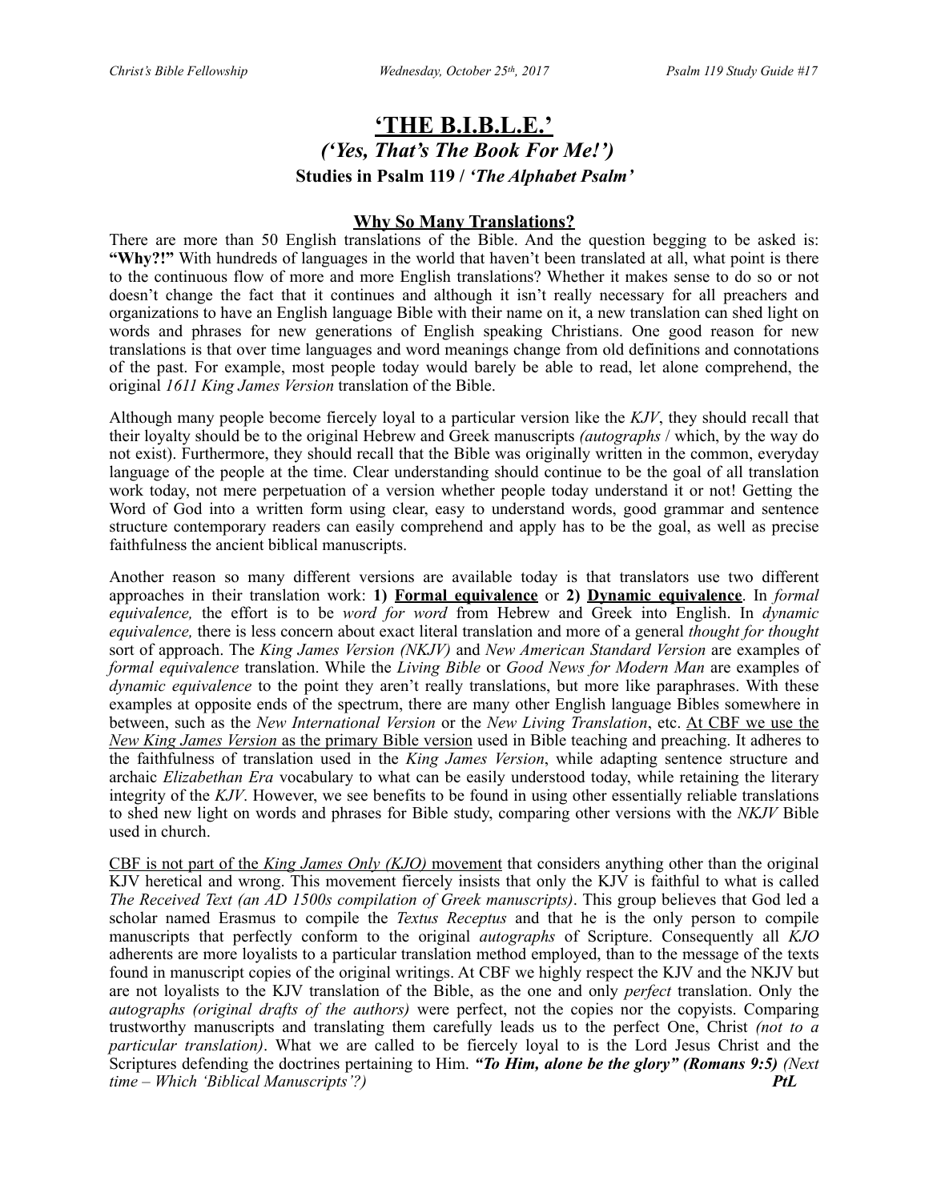# 'THE B.I.B.L.E.'

## *('Yes, That's The Book For Me!')*

### Studies in Psalm 119 / *'The Alphabet Psalm'*

**<u>Why So Many Translations?</u>**

There are more than 50 English translations of the Bible. And the question begging to be asked is: **"Why?!"** With hundreds of languages in the world that haven't been translated at all, what point is there to the continuous flow of more and more English translations? Whether it makes sense to do so or not doesn't change the fact that it continues and although it isn't really necessary for all preachers and organizations to have an English language Bible with their name on it, a new translation can shed light on words and phrases for new generations of English speaking Christians. One good reason for new translations is that over time languages and word meanings change from old definitions and connotations of the past. For example, most people today would barely be able to read, let alone comprehend, the original *1611 King James Version* translation of the Bible.

Although many people become fiercely loyal to a particular version like the *KJV*, they should recall that their loyalty should be to the original Hebrew and Greek manuscripts *(autographs* / which, by the way do not exist). Furthermore, they should recall that the Bible was originally written in the common, everyday language of the people at the time. Clear understanding should continue to be the goal of all translation work today, not mere perpetuation of a version whether people today understand it or not! Getting the Word of God into a written form using clear, easy to understand words, good grammar and sentence structure contemporary readers can easily comprehend and apply has to be the goal, as well as precise faithfulness the ancient biblical manuscripts.

Another reason so many different versions are available today is that translators use two different approaches in their translation work: **1) <u>Formal equivalence</u>** or **2) <u>Dynamic equivalence</u>**. In *formal equivalence,* the effort is to be *word for word* from Hebrew and Greek into English. In *dynamic equivalence,* there is less concern about exact literal translation and more of a general *thought for thought* sort of approach. The *King James Version (NKJV)* and *New American Standard Version* are examples of *formal equivalence* translation. While the *Living Bible* or *Good News for Modern Man* are examples of *dynamic equivalence* to the point they aren't really translations, but more like paraphrases. With these examples at opposite ends of the spectrum, there are many other English language Bibles somewhere in between, such as the *New International Version* or the *New Living Translation*, etc. <u>At CBF we use the *New King James Version* as the primary Bible version</u> used in Bible teaching and preaching. It adheres to the faithfulness of translation used in the *King James Version*, while adapting sentence structure and archaic *Elizabethan Era* vocabulary to what can be easily understood today, while retaining the literary integrity of the *KJV*. However, we see benefits to be found in using other essentially reliable translations to shed new light on words and phrases for Bible study, comparing other versions with the *NKJV* Bible used in church.

<u>CBF is not part of the *King James Only (KJO)* movement</u> that considers anything other than the original KJV heretical and wrong. This movement fiercely insists that only the KJV is faithful to what is called *The Received Text (an AD 1500s compilation of Greek manuscripts)*. This group believes that God led a scholar named Erasmus to compile the *Textus Receptus* and that he is the only person to compile manuscripts that perfectly conform to the original *autographs* of Scripture. Consequently all *KJO* adherents are more loyalists to a particular translation method employed, than to the message of the texts found in manuscript copies of the original writings. At CBF we highly respect the KJV and the NKJV but are not loyalists to the KJV translation of the Bible, as the one and only *perfect* translation. Only the *autographs (original drafts of the authors)* were perfect, not the copies nor the copyists. Comparing trustworthy manuscripts and translating them carefully leads us to the perfect One, Christ *(not to a particular translation)*. What we are called to be fiercely loyal to is the Lord Jesus Christ and the Scriptures defending the doctrines pertaining to Him. ***"To Him, alone be the glory" (Romans 9:5)*** *(Next time – Which 'Biblical Manuscripts'?)* ***PtL***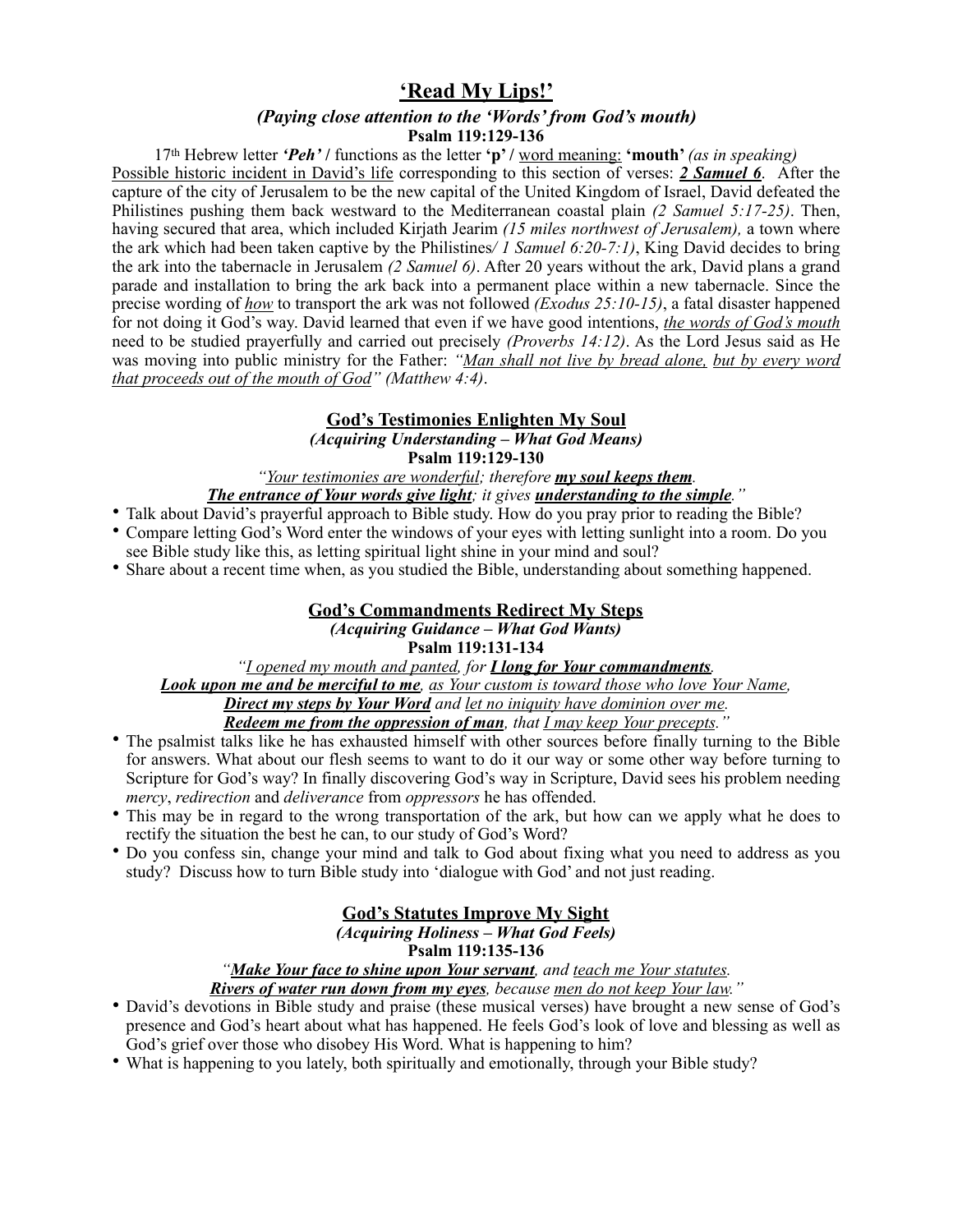# 'Read My Lips!'

### *(Paying close attention to the 'Words' from God's mouth)*

**Psalm 119:129-136**

17th Hebrew letter ***'Peh'*** **/** functions as the letter **'p' /** word meaning: **'mouth'** *(as in speaking)*
Possible historic incident in David's life corresponding to this section of verses: ***2 Samuel 6***. After the capture of the city of Jerusalem to be the new capital of the United Kingdom of Israel, David defeated the Philistines pushing them back westward to the Mediterranean coastal plain *(2 Samuel 5:17-25)*. Then, having secured that area, which included Kirjath Jearim *(15 miles northwest of Jerusalem),* a town where the ark which had been taken captive by the Philistines*/ 1 Samuel 6:20-7:1)*, King David decides to bring the ark into the tabernacle in Jerusalem *(2 Samuel 6)*. After 20 years without the ark, David plans a grand parade and installation to bring the ark back into a permanent place within a new tabernacle. Since the precise wording of *how* to transport the ark was not followed *(Exodus 25:10-15)*, a fatal disaster happened for not doing it God's way. David learned that even if we have good intentions, *the words of God's mouth* need to be studied prayerfully and carried out precisely *(Proverbs 14:12)*. As the Lord Jesus said as He was moving into public ministry for the Father: *"Man shall not live by bread alone, but by every word that proceeds out of the mouth of God" (Matthew 4:4)*.

## God's Testimonies Enlighten My Soul

### *(Acquiring Understanding – What God Means)*

**Psalm 119:129-130**

*"Your testimonies are wonderful; therefore **my soul keeps them**.*
***The entrance of Your words give light**; it gives **understanding to the simple**."*

- Talk about David's prayerful approach to Bible study. How do you pray prior to reading the Bible?
- Compare letting God's Word enter the windows of your eyes with letting sunlight into a room. Do you see Bible study like this, as letting spiritual light shine in your mind and soul?
- Share about a recent time when, as you studied the Bible, understanding about something happened.

## God's Commandments Redirect My Steps

### *(Acquiring Guidance – What God Wants)*

**Psalm 119:131-134**

*"I opened my mouth and panted, for **I long for Your commandments**.*
***Look upon me and be merciful to me**, as Your custom is toward those who love Your Name,*
***Direct my steps by Your Word** and let no iniquity have dominion over me.*
***Redeem me from the oppression of man**, that I may keep Your precepts."*

- The psalmist talks like he has exhausted himself with other sources before finally turning to the Bible for answers. What about our flesh seems to want to do it our way or some other way before turning to Scripture for God's way? In finally discovering God's way in Scripture, David sees his problem needing *mercy*, *redirection* and *deliverance* from *oppressors* he has offended.
- This may be in regard to the wrong transportation of the ark, but how can we apply what he does to rectify the situation the best he can, to our study of God's Word?
- Do you confess sin, change your mind and talk to God about fixing what you need to address as you study? Discuss how to turn Bible study into 'dialogue with God' and not just reading.

## God's Statutes Improve My Sight

### *(Acquiring Holiness – What God Feels)*

**Psalm 119:135-136**

*"**Make Your face to shine upon Your servant**, and teach me Your statutes.*
***Rivers of water run down from my eyes**, because men do not keep Your law."*

- David's devotions in Bible study and praise (these musical verses) have brought a new sense of God's presence and God's heart about what has happened. He feels God's look of love and blessing as well as God's grief over those who disobey His Word. What is happening to him?
- What is happening to you lately, both spiritually and emotionally, through your Bible study?